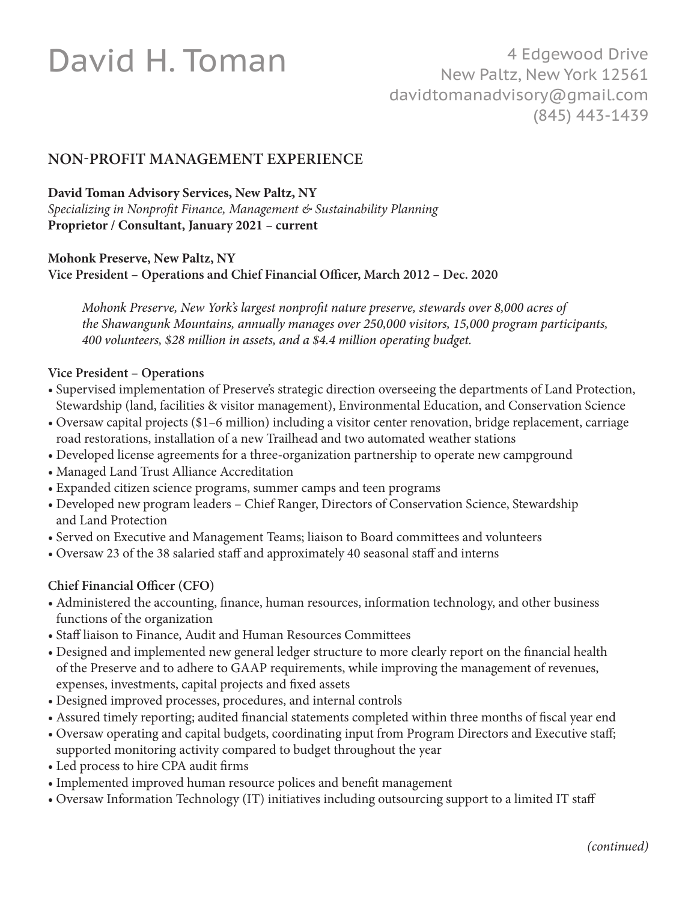# David H. Toman

4 Edgewood Drive
New Paltz, New York 12561
davidtomanadvisory@gmail.com
(845) 443-1439

## NON-PROFIT MANAGEMENT EXPERIENCE

**David Toman Advisory Services, New Paltz, NY**
*Specializing in Nonprofit Finance, Management & Sustainability Planning*
**Proprietor / Consultant, January 2021 – current**

**Mohonk Preserve, New Paltz, NY**
**Vice President – Operations and Chief Financial Officer, March 2012 – Dec. 2020**

> *Mohonk Preserve, New York's largest nonprofit nature preserve, stewards over 8,000 acres of the Shawangunk Mountains, annually manages over 250,000 visitors, 15,000 program participants, 400 volunteers, $28 million in assets, and a $4.4 million operating budget.*

**Vice President – Operations**

- Supervised implementation of Preserve's strategic direction overseeing the departments of Land Protection, Stewardship (land, facilities & visitor management), Environmental Education, and Conservation Science
- Oversaw capital projects ($1–6 million) including a visitor center renovation, bridge replacement, carriage road restorations, installation of a new Trailhead and two automated weather stations
- Developed license agreements for a three-organization partnership to operate new campground
- Managed Land Trust Alliance Accreditation
- Expanded citizen science programs, summer camps and teen programs
- Developed new program leaders – Chief Ranger, Directors of Conservation Science, Stewardship and Land Protection
- Served on Executive and Management Teams; liaison to Board committees and volunteers
- Oversaw 23 of the 38 salaried staff and approximately 40 seasonal staff and interns

**Chief Financial Officer (CFO)**

- Administered the accounting, finance, human resources, information technology, and other business functions of the organization
- Staff liaison to Finance, Audit and Human Resources Committees
- Designed and implemented new general ledger structure to more clearly report on the financial health of the Preserve and to adhere to GAAP requirements, while improving the management of revenues, expenses, investments, capital projects and fixed assets
- Designed improved processes, procedures, and internal controls
- Assured timely reporting; audited financial statements completed within three months of fiscal year end
- Oversaw operating and capital budgets, coordinating input from Program Directors and Executive staff; supported monitoring activity compared to budget throughout the year
- Led process to hire CPA audit firms
- Implemented improved human resource polices and benefit management
- Oversaw Information Technology (IT) initiatives including outsourcing support to a limited IT staff

*(continued)*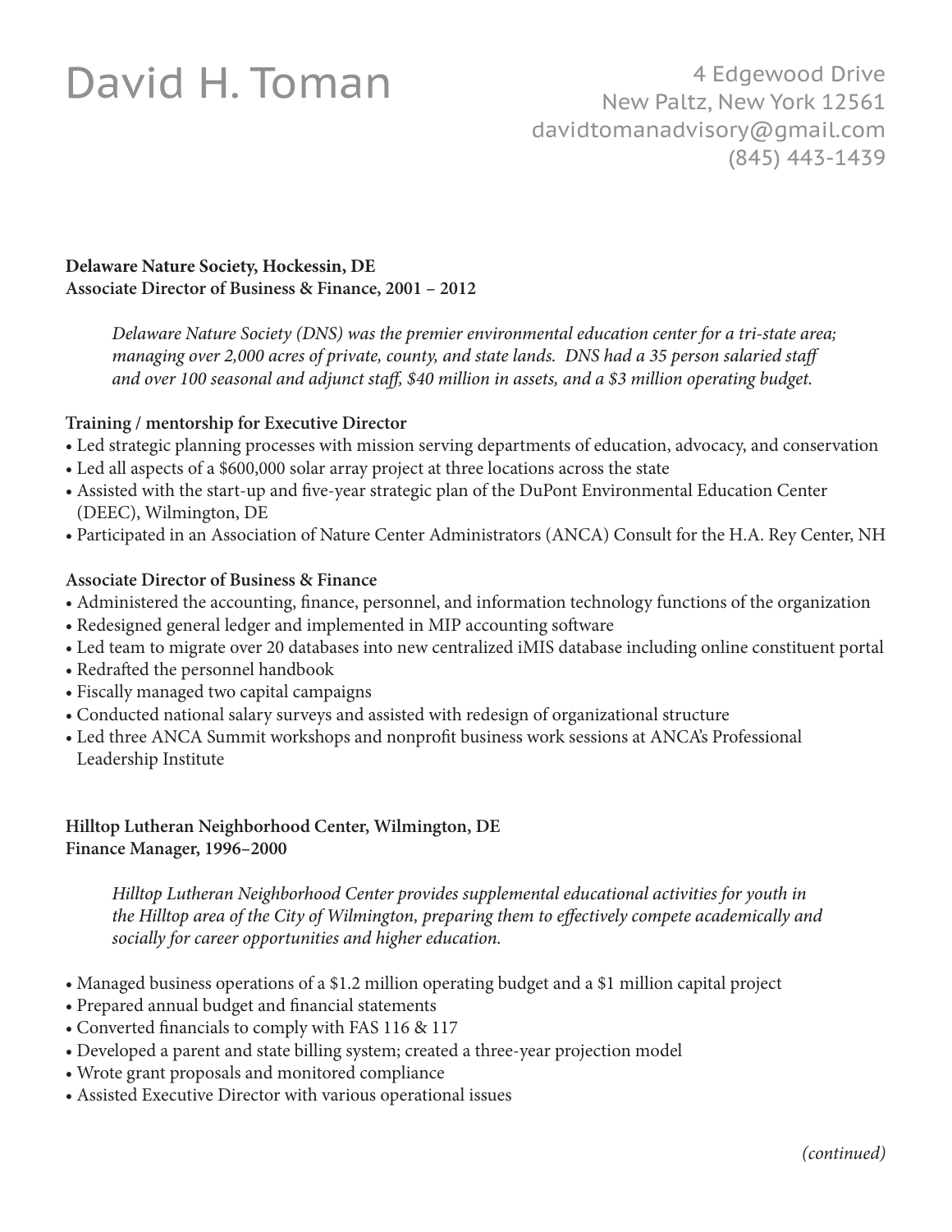# David H. Toman

4 Edgewood Drive
New Paltz, New York 12561
davidtomanadvisory@gmail.com
(845) 443-1439

**Delaware Nature Society, Hockessin, DE**
**Associate Director of Business & Finance, 2001 – 2012**

> *Delaware Nature Society (DNS) was the premier environmental education center for a tri-state area; managing over 2,000 acres of private, county, and state lands. DNS had a 35 person salaried staff and over 100 seasonal and adjunct staff, $40 million in assets, and a $3 million operating budget.*

**Training / mentorship for Executive Director**

- Led strategic planning processes with mission serving departments of education, advocacy, and conservation
- Led all aspects of a $600,000 solar array project at three locations across the state
- Assisted with the start-up and five-year strategic plan of the DuPont Environmental Education Center (DEEC), Wilmington, DE
- Participated in an Association of Nature Center Administrators (ANCA) Consult for the H.A. Rey Center, NH

**Associate Director of Business & Finance**

- Administered the accounting, finance, personnel, and information technology functions of the organization
- Redesigned general ledger and implemented in MIP accounting software
- Led team to migrate over 20 databases into new centralized iMIS database including online constituent portal
- Redrafted the personnel handbook
- Fiscally managed two capital campaigns
- Conducted national salary surveys and assisted with redesign of organizational structure
- Led three ANCA Summit workshops and nonprofit business work sessions at ANCA's Professional Leadership Institute

**Hilltop Lutheran Neighborhood Center, Wilmington, DE**
**Finance Manager, 1996–2000**

> *Hilltop Lutheran Neighborhood Center provides supplemental educational activities for youth in the Hilltop area of the City of Wilmington, preparing them to effectively compete academically and socially for career opportunities and higher education.*

- Managed business operations of a $1.2 million operating budget and a $1 million capital project
- Prepared annual budget and financial statements
- Converted financials to comply with FAS 116 & 117
- Developed a parent and state billing system; created a three-year projection model
- Wrote grant proposals and monitored compliance
- Assisted Executive Director with various operational issues

*(continued)*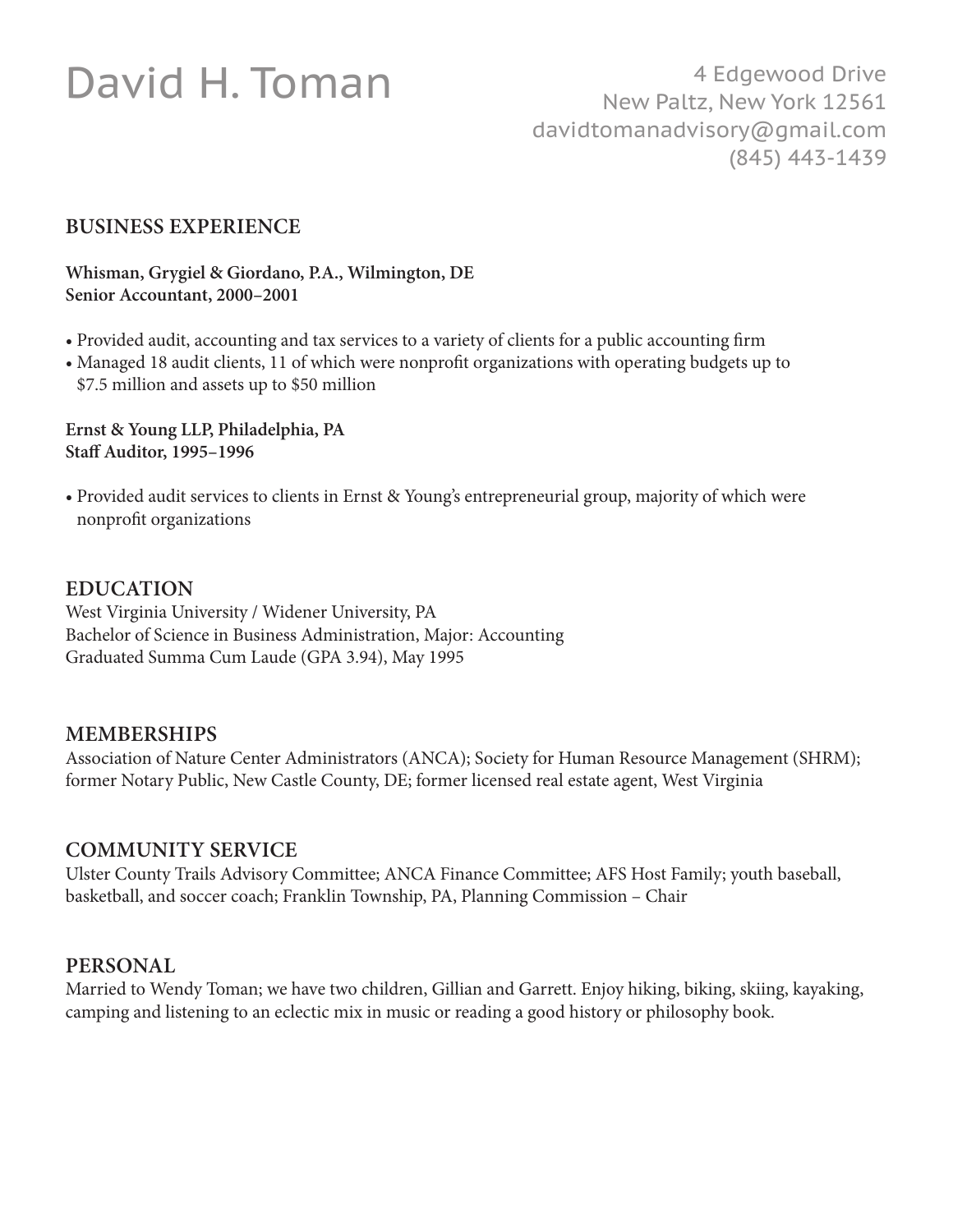# David H. Toman

4 Edgewood Drive
New Paltz, New York 12561
davidtomanadvisory@gmail.com
(845) 443-1439

## BUSINESS EXPERIENCE

**Whisman, Grygiel & Giordano, P.A., Wilmington, DE**
**Senior Accountant, 2000–2001**

- Provided audit, accounting and tax services to a variety of clients for a public accounting firm
- Managed 18 audit clients, 11 of which were nonprofit organizations with operating budgets up to $7.5 million and assets up to $50 million

**Ernst & Young LLP, Philadelphia, PA**
**Staff Auditor, 1995–1996**

- Provided audit services to clients in Ernst & Young's entrepreneurial group, majority of which were nonprofit organizations

## EDUCATION

West Virginia University / Widener University, PA
Bachelor of Science in Business Administration, Major: Accounting
Graduated Summa Cum Laude (GPA 3.94), May 1995

## MEMBERSHIPS

Association of Nature Center Administrators (ANCA); Society for Human Resource Management (SHRM); former Notary Public, New Castle County, DE; former licensed real estate agent, West Virginia

## COMMUNITY SERVICE

Ulster County Trails Advisory Committee; ANCA Finance Committee; AFS Host Family; youth baseball, basketball, and soccer coach; Franklin Township, PA, Planning Commission – Chair

## PERSONAL

Married to Wendy Toman; we have two children, Gillian and Garrett. Enjoy hiking, biking, skiing, kayaking, camping and listening to an eclectic mix in music or reading a good history or philosophy book.